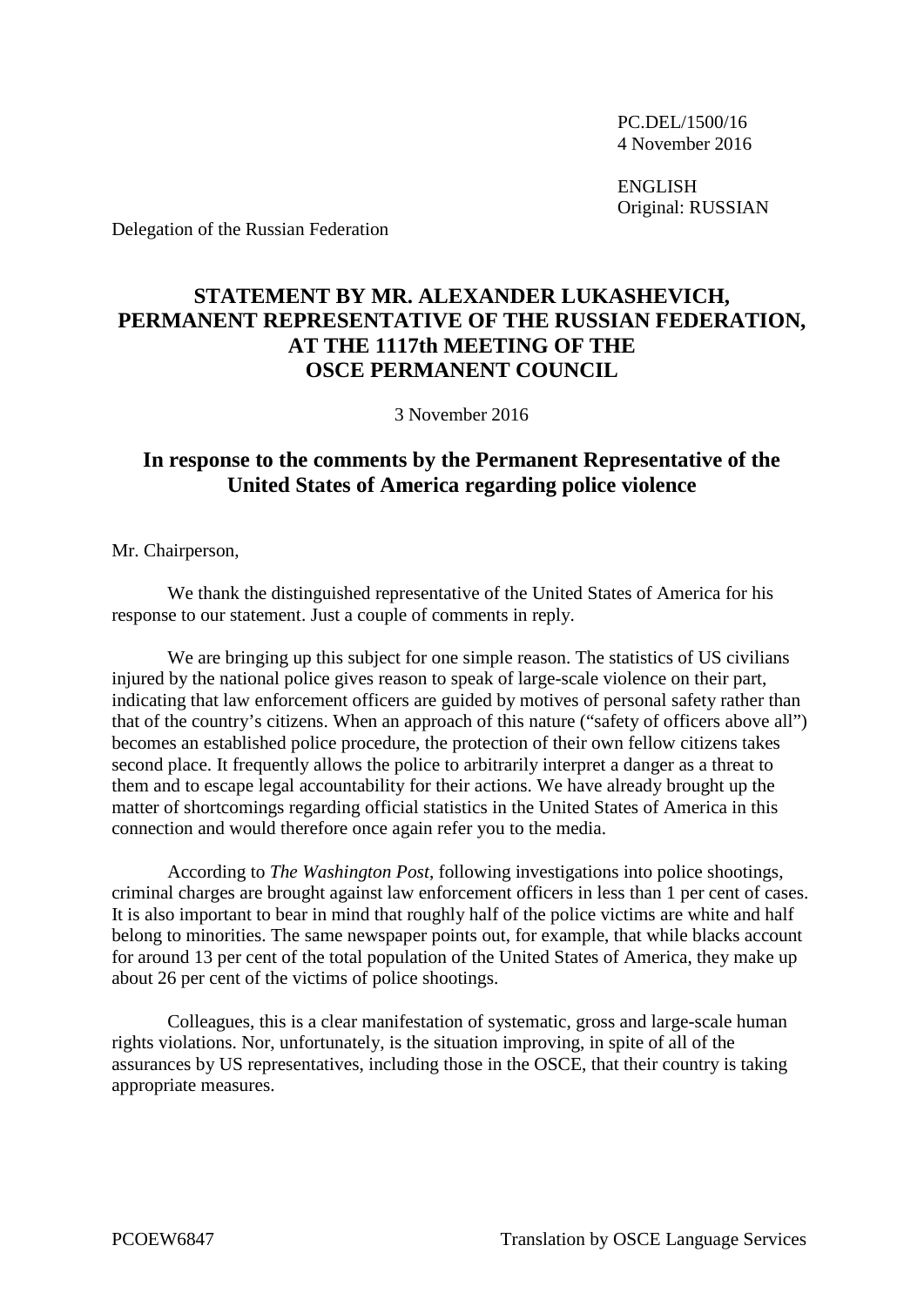PC.DEL/1500/16
4 November 2016

ENGLISH
Original: RUSSIAN

Delegation of the Russian Federation

# STATEMENT BY MR. ALEXANDER LUKASHEVICH, PERMANENT REPRESENTATIVE OF THE RUSSIAN FEDERATION, AT THE 1117th MEETING OF THE OSCE PERMANENT COUNCIL

3 November 2016

## In response to the comments by the Permanent Representative of the United States of America regarding police violence

Mr. Chairperson,

We thank the distinguished representative of the United States of America for his response to our statement. Just a couple of comments in reply.

We are bringing up this subject for one simple reason. The statistics of US civilians injured by the national police gives reason to speak of large-scale violence on their part, indicating that law enforcement officers are guided by motives of personal safety rather than that of the country's citizens. When an approach of this nature ("safety of officers above all") becomes an established police procedure, the protection of their own fellow citizens takes second place. It frequently allows the police to arbitrarily interpret a danger as a threat to them and to escape legal accountability for their actions. We have already brought up the matter of shortcomings regarding official statistics in the United States of America in this connection and would therefore once again refer you to the media.

According to *The Washington Post*, following investigations into police shootings, criminal charges are brought against law enforcement officers in less than 1 per cent of cases. It is also important to bear in mind that roughly half of the police victims are white and half belong to minorities. The same newspaper points out, for example, that while blacks account for around 13 per cent of the total population of the United States of America, they make up about 26 per cent of the victims of police shootings.

Colleagues, this is a clear manifestation of systematic, gross and large-scale human rights violations. Nor, unfortunately, is the situation improving, in spite of all of the assurances by US representatives, including those in the OSCE, that their country is taking appropriate measures.

PCOEW6847 Translation by OSCE Language Services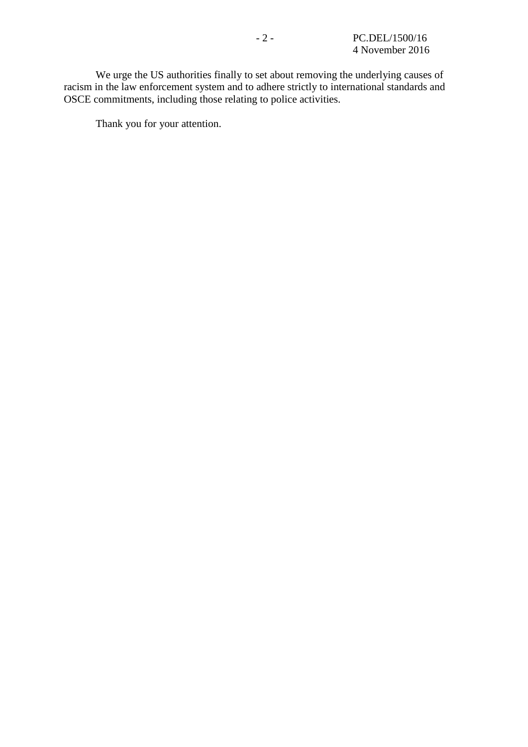We urge the US authorities finally to set about removing the underlying causes of racism in the law enforcement system and to adhere strictly to international standards and OSCE commitments, including those relating to police activities.

Thank you for your attention.